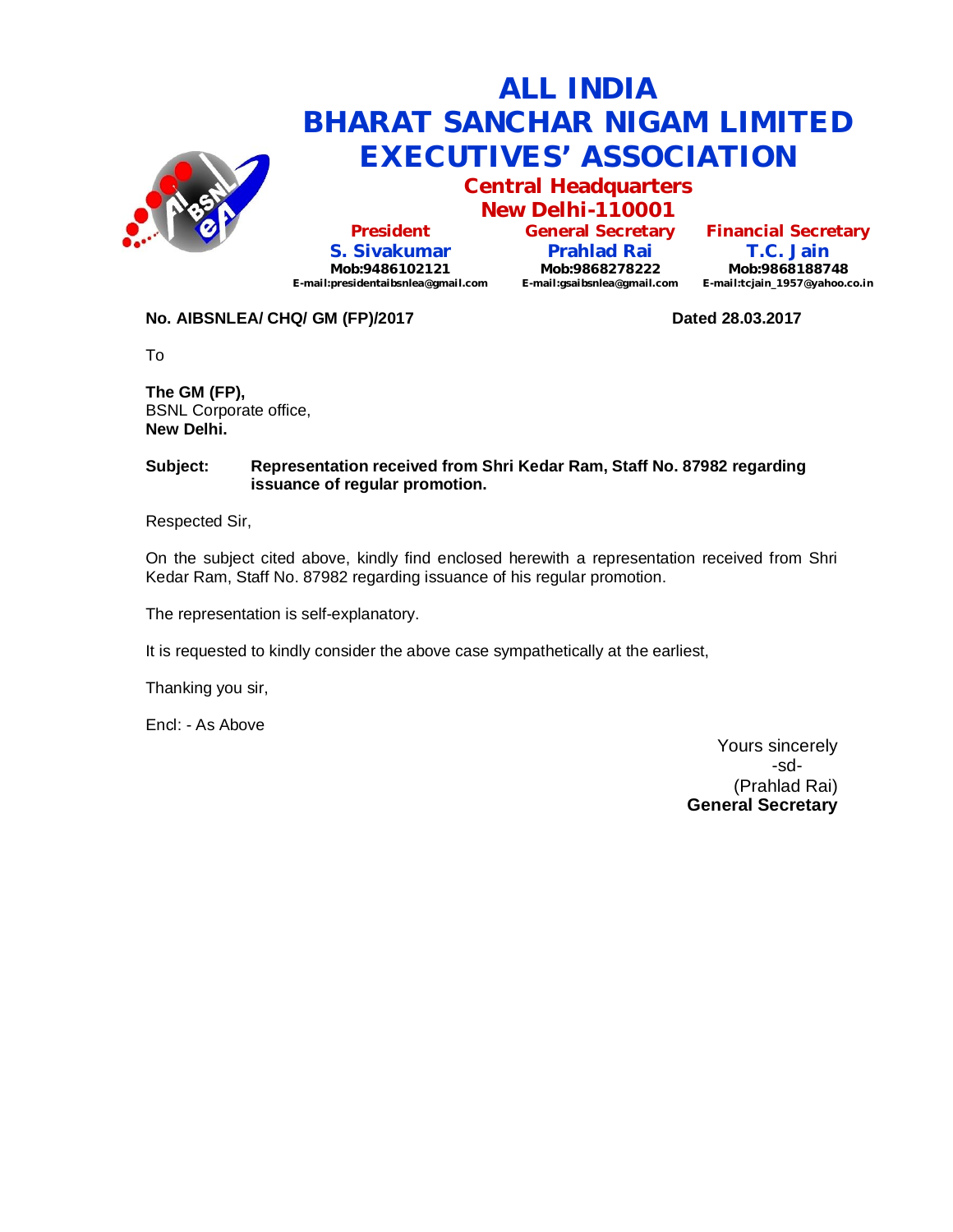# ALL INDIA BHARAT SANCHAR NIGAM LIMITED EXECUTIVES' ASSOCIATION

## Central Headquarters New Delhi-110001

| President | General Secretary | Financial Secretary |
|---|---|---|
| **S. Sivakumar** | **Prahlad Rai** | **T.C. Jain** |
| Mob:9486102121 | Mob:9868278222 | Mob:9868188748 |
| E-mail:presidentaibsnlea@gmail.com | E-mail:gsaibsnlea@gmail.com | E-mail:tcjain_1957@yahoo.co.in |

**No. AIBSNLEA/ CHQ/ GM (FP)/2017** **Dated 28.03.2017**

To

**The GM (FP),**
BSNL Corporate office,
**New Delhi.**

**Subject: Representation received from Shri Kedar Ram, Staff No. 87982 regarding issuance of regular promotion.**

Respected Sir,

On the subject cited above, kindly find enclosed herewith a representation received from Shri Kedar Ram, Staff No. 87982 regarding issuance of his regular promotion.

The representation is self-explanatory.

It is requested to kindly consider the above case sympathetically at the earliest,

Thanking you sir,

Encl: - As Above

Yours sincerely
-sd-
(Prahlad Rai)
**General Secretary**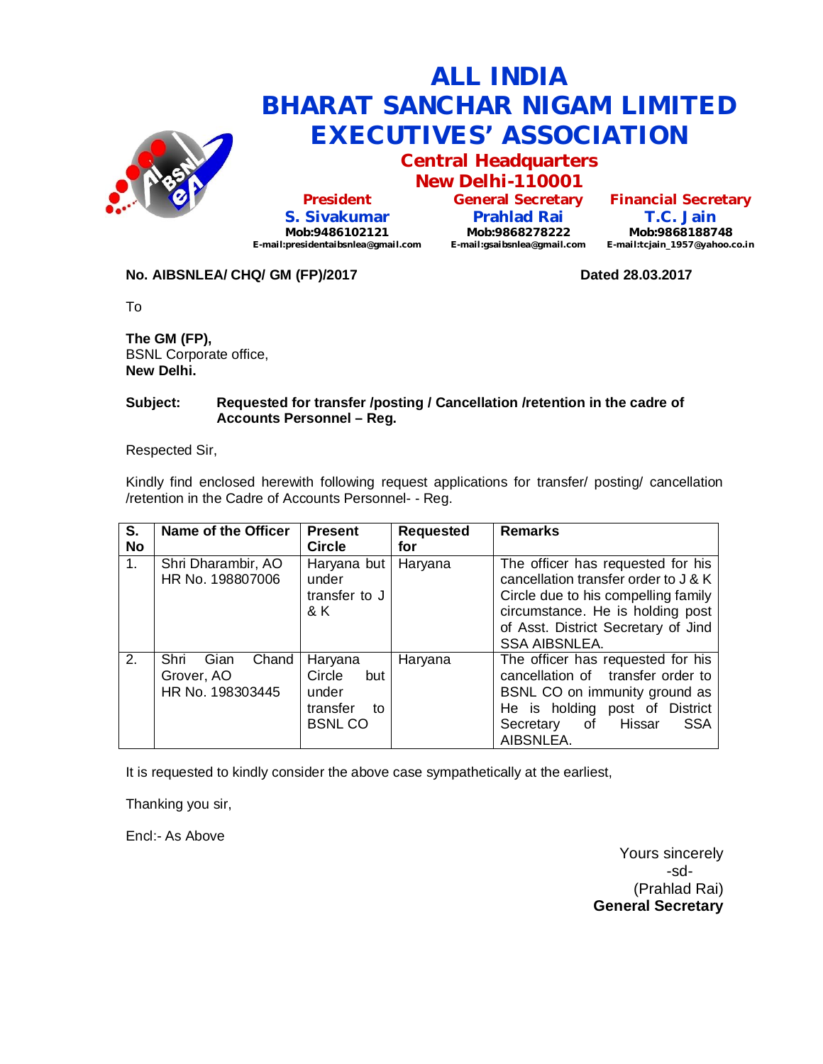# ALL INDIA BHARAT SANCHAR NIGAM LIMITED EXECUTIVES' ASSOCIATION

## Central Headquarters
## New Delhi-110001

| President | General Secretary | Financial Secretary |
|---|---|---|
| S. Sivakumar | Prahlad Rai | T.C. Jain |
| Mob:9486102121 | Mob:9868278222 | Mob:9868188748 |
| E-mail:presidentaibsnlea@gmail.com | E-mail:gsaibsnlea@gmail.com | E-mail:tcjain_1957@yahoo.co.in |

**No. AIBSNLEA/ CHQ/ GM (FP)/2017** **Dated 28.03.2017**

To

**The GM (FP),**
BSNL Corporate office,
**New Delhi.**

**Subject: Requested for transfer /posting / Cancellation /retention in the cadre of Accounts Personnel – Reg.**

Respected Sir,

Kindly find enclosed herewith following request applications for transfer/ posting/ cancellation /retention in the Cadre of Accounts Personnel- - Reg.

| S. No | Name of the Officer | Present Circle | Requested for | Remarks |
|---|---|---|---|---|
| 1. | Shri Dharambir, AO HR No. 198807006 | Haryana but under transfer to J & K | Haryana | The officer has requested for his cancellation transfer order to J & K Circle due to his compelling family circumstance. He is holding post of Asst. District Secretary of Jind SSA AIBSNLEA. |
| 2. | Shri Gian Chand Grover, AO HR No. 198303445 | Haryana Circle but under transfer to BSNL CO | Haryana | The officer has requested for his cancellation of transfer order to BSNL CO on immunity ground as He is holding post of District Secretary of Hissar SSA AIBSNLEA. |

It is requested to kindly consider the above case sympathetically at the earliest,

Thanking you sir,

Encl:- As Above

Yours sincerely
-sd-
(Prahlad Rai)
**General Secretary**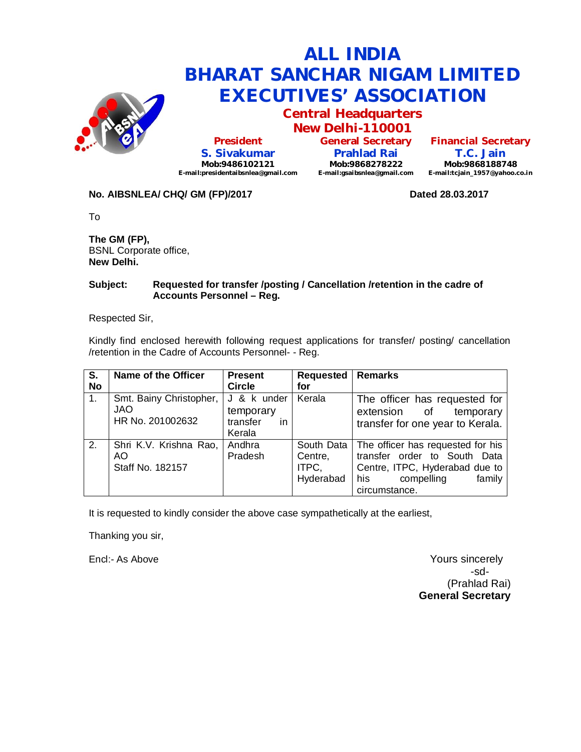# ALL INDIA BHARAT SANCHAR NIGAM LIMITED EXECUTIVES' ASSOCIATION

## Central Headquarters
## New Delhi-110001

| President | General Secretary | Financial Secretary |
|---|---|---|
| **S. Sivakumar** | **Prahlad Rai** | **T.C. Jain** |
| Mob:9486102121 | Mob:9868278222 | Mob:9868188748 |
| E-mail:presidentaibsnlea@gmail.com | E-mail:gsaibsnlea@gmail.com | E-mail:tcjain_1957@yahoo.co.in |

**No. AIBSNLEA/ CHQ/ GM (FP)/2017** **Dated 28.03.2017**

To

**The GM (FP),**
BSNL Corporate office,
**New Delhi.**

**Subject: Requested for transfer /posting / Cancellation /retention in the cadre of Accounts Personnel – Reg.**

Respected Sir,

Kindly find enclosed herewith following request applications for transfer/ posting/ cancellation /retention in the Cadre of Accounts Personnel- - Reg.

| S. No | Name of the Officer | Present Circle | Requested for | Remarks |
|---|---|---|---|---|
| 1. | Smt. Bainy Christopher, JAO<br>HR No. 201002632 | J & k under temporary transfer in Kerala | Kerala | The officer has requested for extension of temporary transfer for one year to Kerala. |
| 2. | Shri K.V. Krishna Rao, AO<br>Staff No. 182157 | Andhra Pradesh | South Data Centre, ITPC, Hyderabad | The officer has requested for his transfer order to South Data Centre, ITPC, Hyderabad due to his compelling family circumstance. |

It is requested to kindly consider the above case sympathetically at the earliest,

Thanking you sir,

Encl:- As Above

Yours sincerely
-sd-
(Prahlad Rai)
**General Secretary**